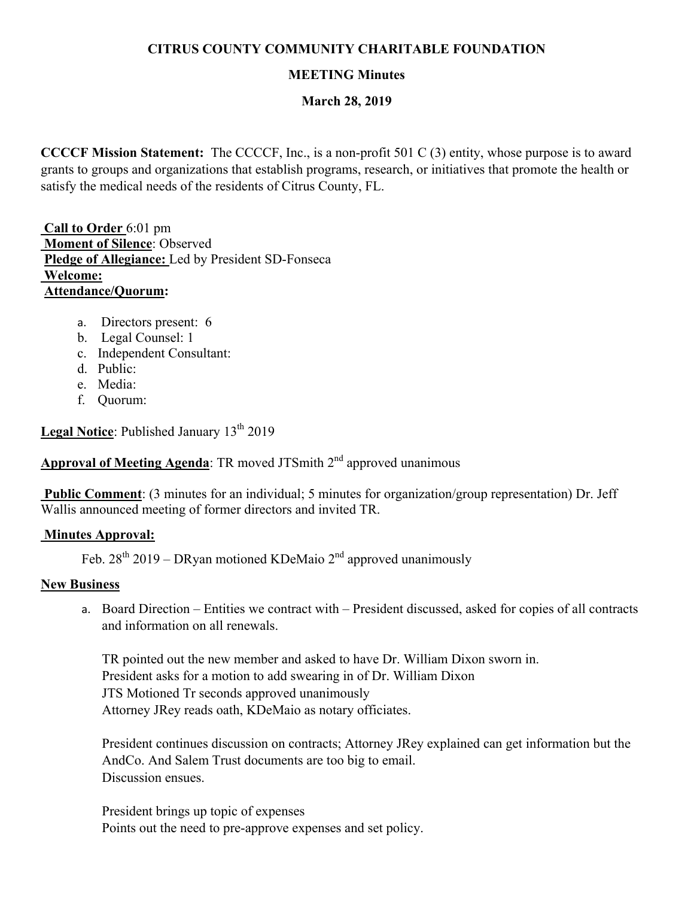**CITRUS COUNTY COMMUNITY CHARITABLE FOUNDATION**

**MEETING Minutes**

**March 28, 2019**

**CCCCF Mission Statement:** The CCCCF, Inc., is a non-profit 501 C (3) entity, whose purpose is to award grants to groups and organizations that establish programs, research, or initiatives that promote the health or satisfy the medical needs of the residents of Citrus County, FL.

**Call to Order** 6:01 pm
**Moment of Silence**: Observed
**Pledge of Allegiance:** Led by President SD-Fonseca
**Welcome:**
**Attendance/Quorum:**

a. Directors present: 6
b. Legal Counsel: 1
c. Independent Consultant:
d. Public:
e. Media:
f. Quorum:

**Legal Notice**: Published January 13th 2019

**Approval of Meeting Agenda**: TR moved JTSmith 2nd approved unanimous

**Public Comment**: (3 minutes for an individual; 5 minutes for organization/group representation) Dr. Jeff Wallis announced meeting of former directors and invited TR.

**Minutes Approval:**

Feb. 28th 2019 – DRyan motioned KDeMaio 2nd approved unanimously

**New Business**

a. Board Direction – Entities we contract with – President discussed, asked for copies of all contracts and information on all renewals.

   TR pointed out the new member and asked to have Dr. William Dixon sworn in.
   President asks for a motion to add swearing in of Dr. William Dixon
   JTS Motioned Tr seconds approved unanimously
   Attorney JRey reads oath, KDeMaio as notary officiates.

   President continues discussion on contracts; Attorney JRey explained can get information but the AndCo. And Salem Trust documents are too big to email.
   Discussion ensues.

   President brings up topic of expenses
   Points out the need to pre-approve expenses and set policy.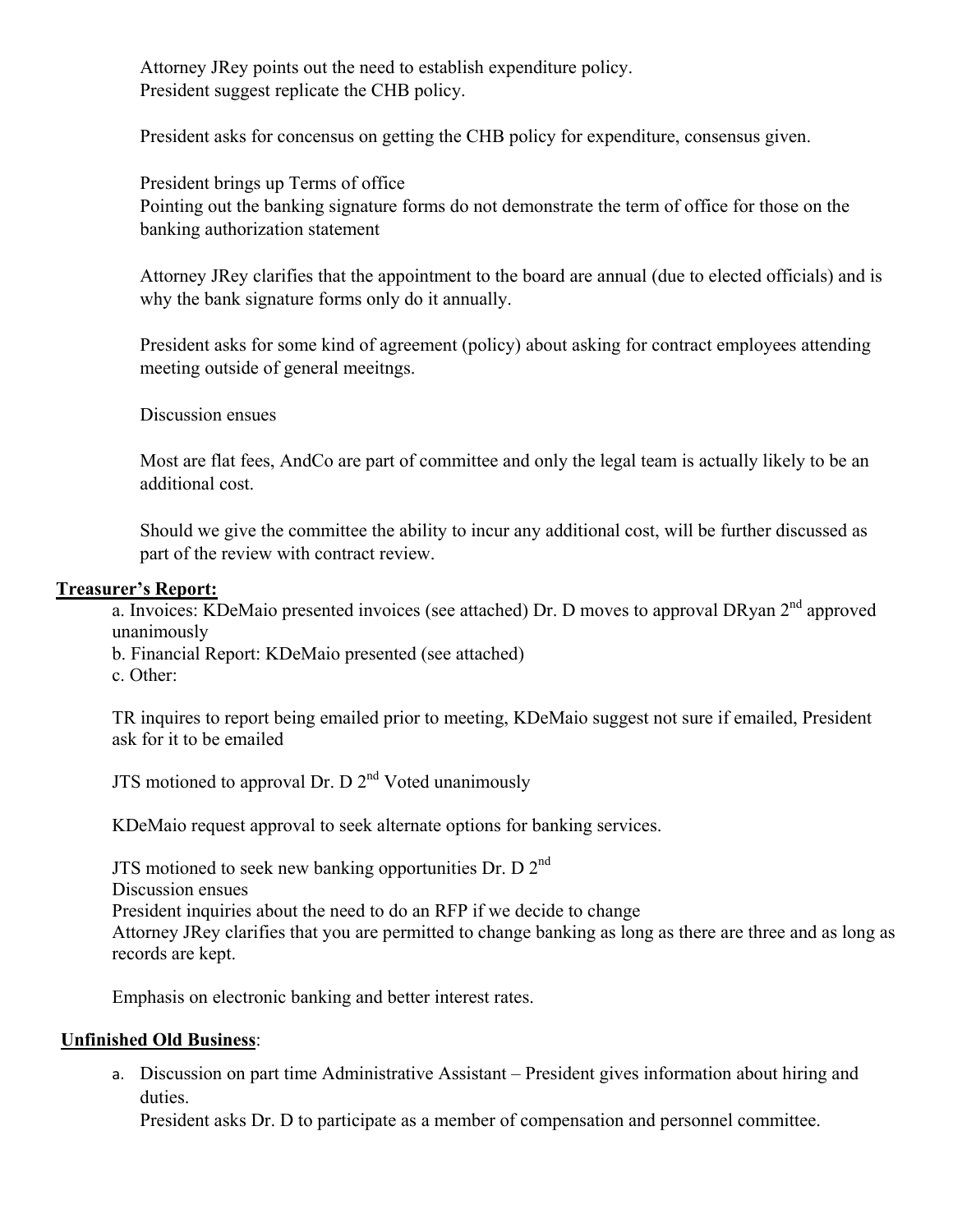Attorney JRey points out the need to establish expenditure policy.
President suggest replicate the CHB policy.

President asks for concensus on getting the CHB policy for expenditure, consensus given.

President brings up Terms of office
Pointing out the banking signature forms do not demonstrate the term of office for those on the banking authorization statement

Attorney JRey clarifies that the appointment to the board are annual (due to elected officials) and is why the bank signature forms only do it annually.

President asks for some kind of agreement (policy) about asking for contract employees attending meeting outside of general meeitngs.

Discussion ensues

Most are flat fees, AndCo are part of committee and only the legal team is actually likely to be an additional cost.

Should we give the committee the ability to incur any additional cost, will be further discussed as part of the review with contract review.

**Treasurer's Report:**

a. Invoices: KDeMaio presented invoices (see attached) Dr. D moves to approval DRyan 2nd approved unanimously
b. Financial Report: KDeMaio presented (see attached)
c. Other:

TR inquires to report being emailed prior to meeting, KDeMaio suggest not sure if emailed, President ask for it to be emailed

JTS motioned to approval Dr. D 2nd Voted unanimously

KDeMaio request approval to seek alternate options for banking services.

JTS motioned to seek new banking opportunities Dr. D 2nd
Discussion ensues
President inquiries about the need to do an RFP if we decide to change
Attorney JRey clarifies that you are permitted to change banking as long as there are three and as long as records are kept.

Emphasis on electronic banking and better interest rates.

**Unfinished Old Business**:

a. Discussion on part time Administrative Assistant – President gives information about hiring and duties.
   President asks Dr. D to participate as a member of compensation and personnel committee.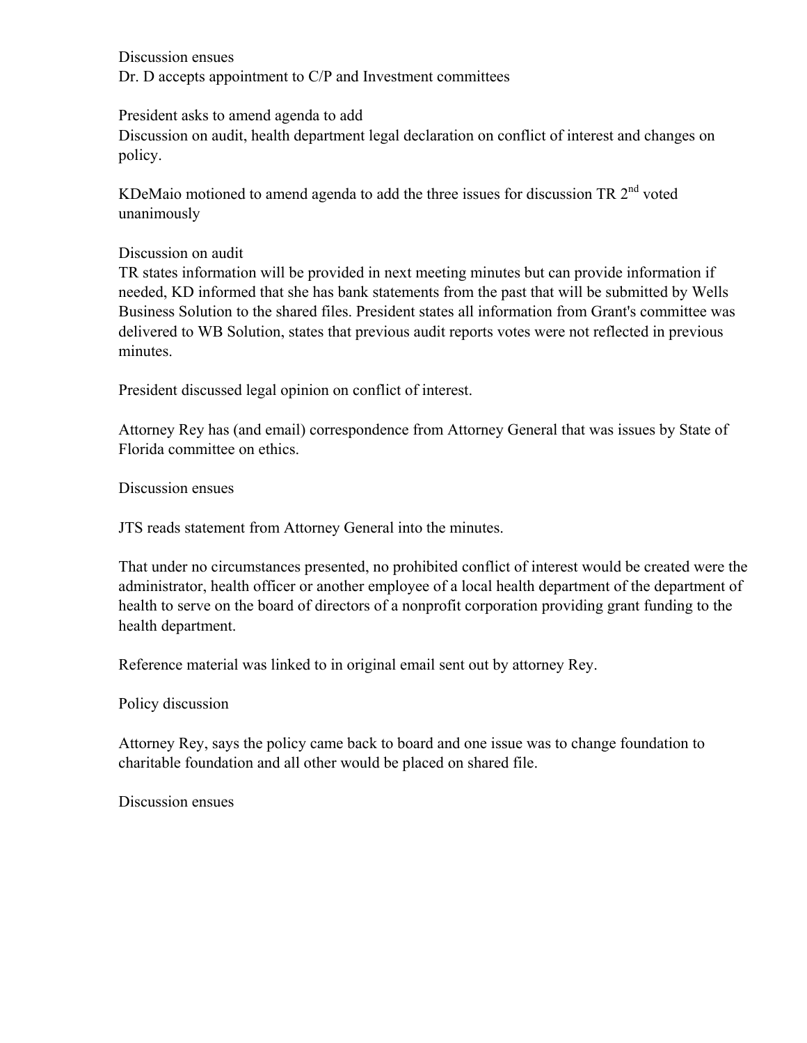Discussion ensues
Dr. D accepts appointment to C/P and Investment committees

President asks to amend agenda to add
Discussion on audit, health department legal declaration on conflict of interest and changes on policy.

KDeMaio motioned to amend agenda to add the three issues for discussion TR 2nd voted unanimously

Discussion on audit
TR states information will be provided in next meeting minutes but can provide information if needed, KD informed that she has bank statements from the past that will be submitted by Wells Business Solution to the shared files. President states all information from Grant's committee was delivered to WB Solution, states that previous audit reports votes were not reflected in previous minutes.

President discussed legal opinion on conflict of interest.

Attorney Rey has (and email) correspondence from Attorney General that was issues by State of Florida committee on ethics.

Discussion ensues

JTS reads statement from Attorney General into the minutes.

That under no circumstances presented, no prohibited conflict of interest would be created were the administrator, health officer or another employee of a local health department of the department of health to serve on the board of directors of a nonprofit corporation providing grant funding to the health department.

Reference material was linked to in original email sent out by attorney Rey.

Policy discussion

Attorney Rey, says the policy came back to board and one issue was to change foundation to charitable foundation and all other would be placed on shared file.

Discussion ensues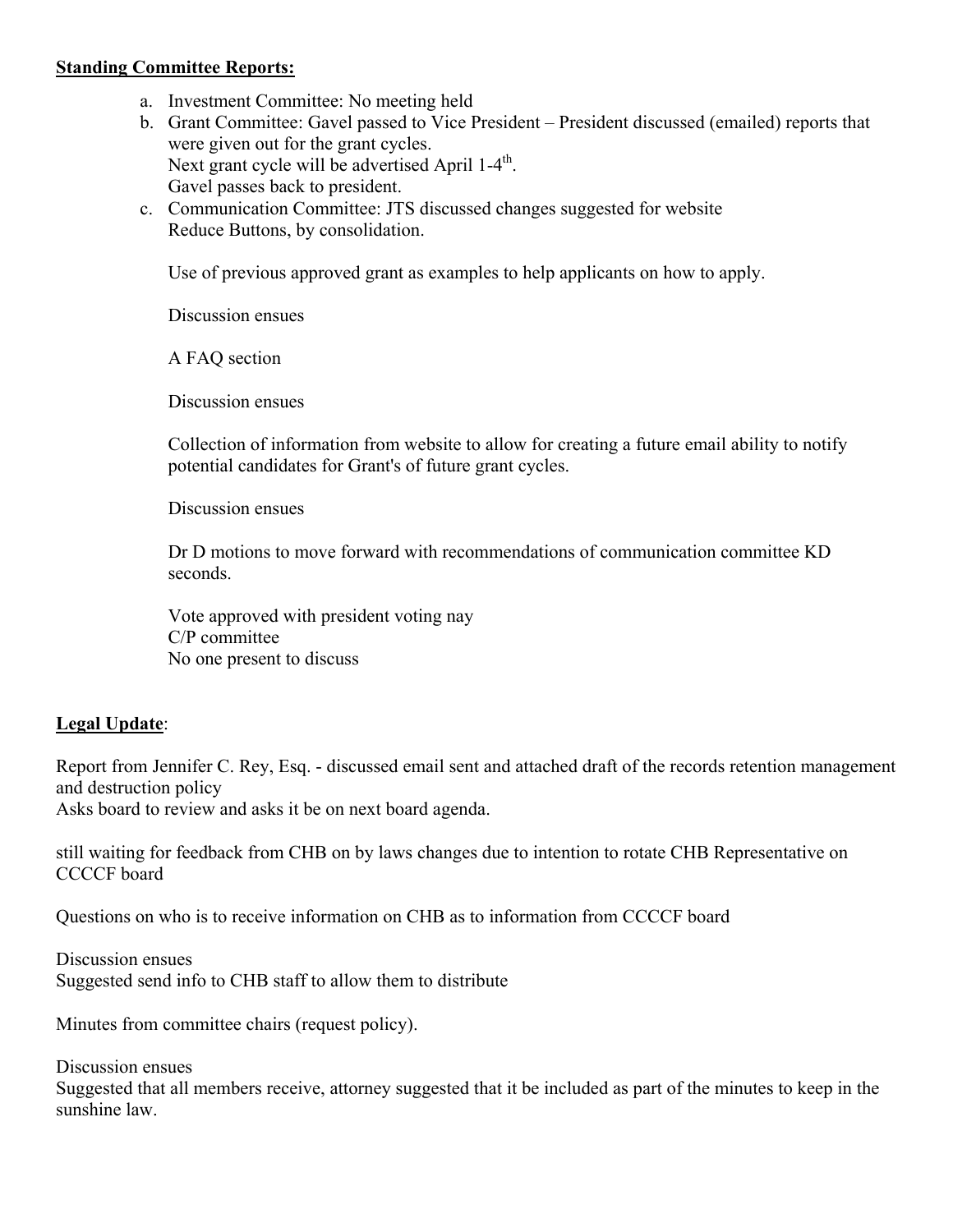**Standing Committee Reports:**

a. Investment Committee: No meeting held
b. Grant Committee: Gavel passed to Vice President – President discussed (emailed) reports that were given out for the grant cycles.
   Next grant cycle will be advertised April 1-4th.
   Gavel passes back to president.
c. Communication Committee: JTS discussed changes suggested for website
   Reduce Buttons, by consolidation.

   Use of previous approved grant as examples to help applicants on how to apply.

   Discussion ensues

   A FAQ section

   Discussion ensues

   Collection of information from website to allow for creating a future email ability to notify potential candidates for Grant's of future grant cycles.

   Discussion ensues

   Dr D motions to move forward with recommendations of communication committee KD seconds.

   Vote approved with president voting nay
   C/P committee
   No one present to discuss

**Legal Update**:

Report from Jennifer C. Rey, Esq. - discussed email sent and attached draft of the records retention management and destruction policy
Asks board to review and asks it be on next board agenda.

still waiting for feedback from CHB on by laws changes due to intention to rotate CHB Representative on CCCCF board

Questions on who is to receive information on CHB as to information from CCCCF board

Discussion ensues
Suggested send info to CHB staff to allow them to distribute

Minutes from committee chairs (request policy).

Discussion ensues
Suggested that all members receive, attorney suggested that it be included as part of the minutes to keep in the sunshine law.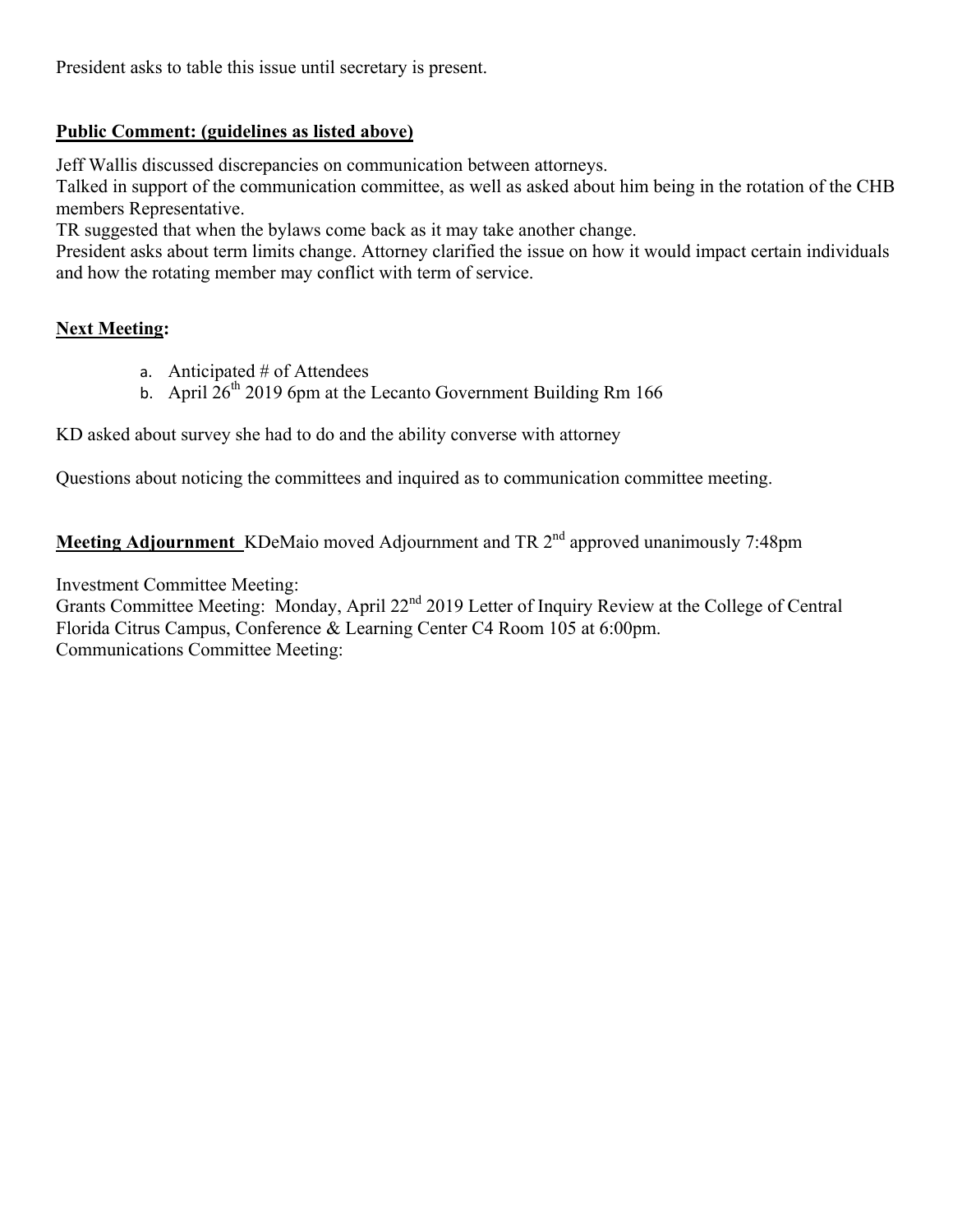President asks to table this issue until secretary is present.

**Public Comment: (guidelines as listed above)**

Jeff Wallis discussed discrepancies on communication between attorneys.
Talked in support of the communication committee, as well as asked about him being in the rotation of the CHB members Representative.
TR suggested that when the bylaws come back as it may take another change.
President asks about term limits change. Attorney clarified the issue on how it would impact certain individuals and how the rotating member may conflict with term of service.

**Next Meeting:**

a. Anticipated # of Attendees
b. April 26th 2019 6pm at the Lecanto Government Building Rm 166

KD asked about survey she had to do and the ability converse with attorney

Questions about noticing the committees and inquired as to communication committee meeting.

**Meeting Adjournment** KDeMaio moved Adjournment and TR 2nd approved unanimously 7:48pm

Investment Committee Meeting:
Grants Committee Meeting: Monday, April 22nd 2019 Letter of Inquiry Review at the College of Central Florida Citrus Campus, Conference & Learning Center C4 Room 105 at 6:00pm.
Communications Committee Meeting: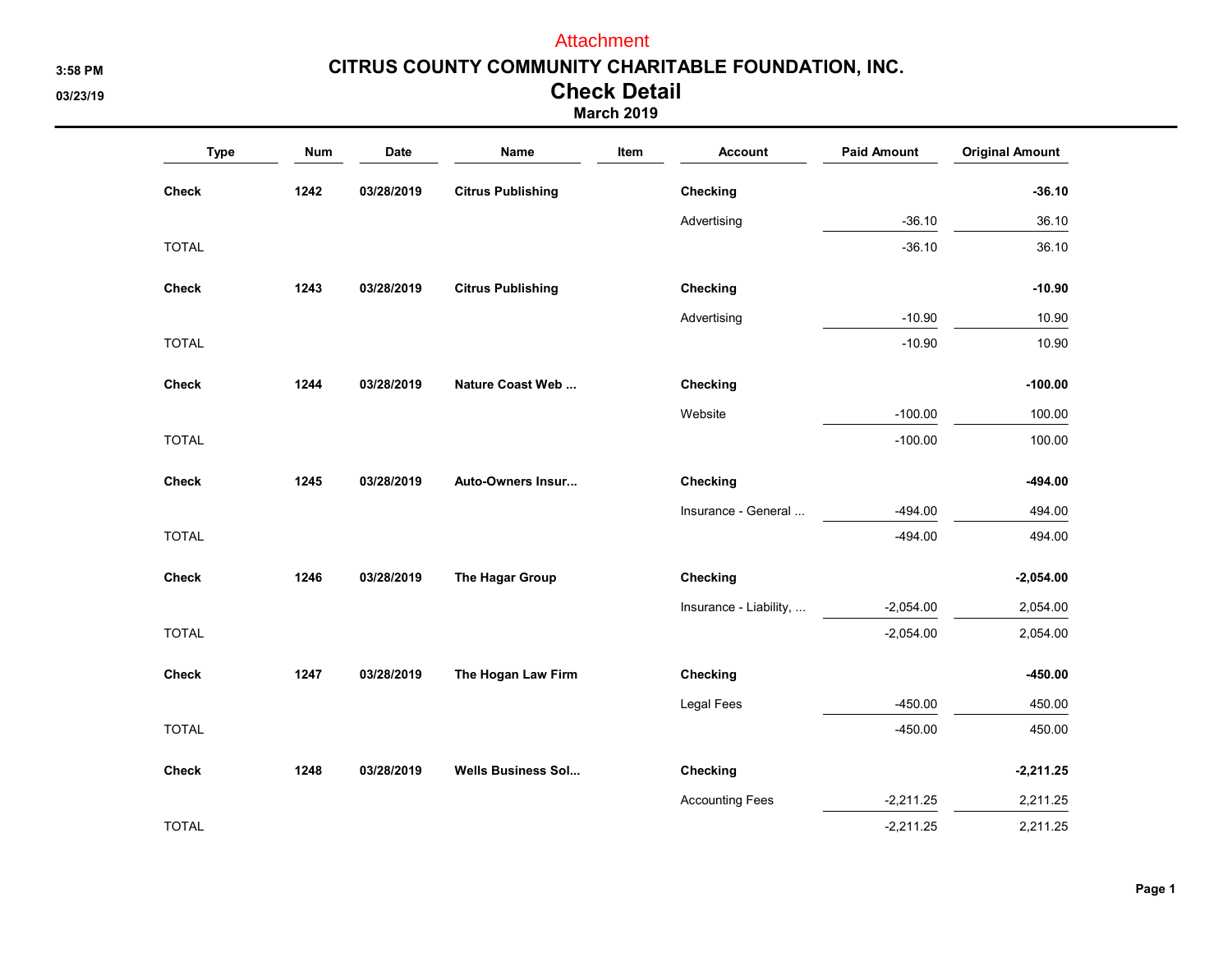Attachment

3:58 PM

03/23/19

# CITRUS COUNTY COMMUNITY CHARITABLE FOUNDATION, INC.

## Check Detail

### March 2019

| Type | Num | Date | Name | Item | Account | Paid Amount | Original Amount |
|---|---|---|---|---|---|---|---|
| **Check** | **1242** | **03/28/2019** | **Citrus Publishing** | | **Checking** | | **-36.10** |
| | | | | | Advertising | -36.10 | 36.10 |
| TOTAL | | | | | | -36.10 | 36.10 |
| **Check** | **1243** | **03/28/2019** | **Citrus Publishing** | | **Checking** | | **-10.90** |
| | | | | | Advertising | -10.90 | 10.90 |
| TOTAL | | | | | | -10.90 | 10.90 |
| **Check** | **1244** | **03/28/2019** | **Nature Coast Web ...** | | **Checking** | | **-100.00** |
| | | | | | Website | -100.00 | 100.00 |
| TOTAL | | | | | | -100.00 | 100.00 |
| **Check** | **1245** | **03/28/2019** | **Auto-Owners Insur...** | | **Checking** | | **-494.00** |
| | | | | | Insurance - General ... | -494.00 | 494.00 |
| TOTAL | | | | | | -494.00 | 494.00 |
| **Check** | **1246** | **03/28/2019** | **The Hagar Group** | | **Checking** | | **-2,054.00** |
| | | | | | Insurance - Liability, ... | -2,054.00 | 2,054.00 |
| TOTAL | | | | | | -2,054.00 | 2,054.00 |
| **Check** | **1247** | **03/28/2019** | **The Hogan Law Firm** | | **Checking** | | **-450.00** |
| | | | | | Legal Fees | -450.00 | 450.00 |
| TOTAL | | | | | | -450.00 | 450.00 |
| **Check** | **1248** | **03/28/2019** | **Wells Business Sol...** | | **Checking** | | **-2,211.25** |
| | | | | | Accounting Fees | -2,211.25 | 2,211.25 |
| TOTAL | | | | | | -2,211.25 | 2,211.25 |